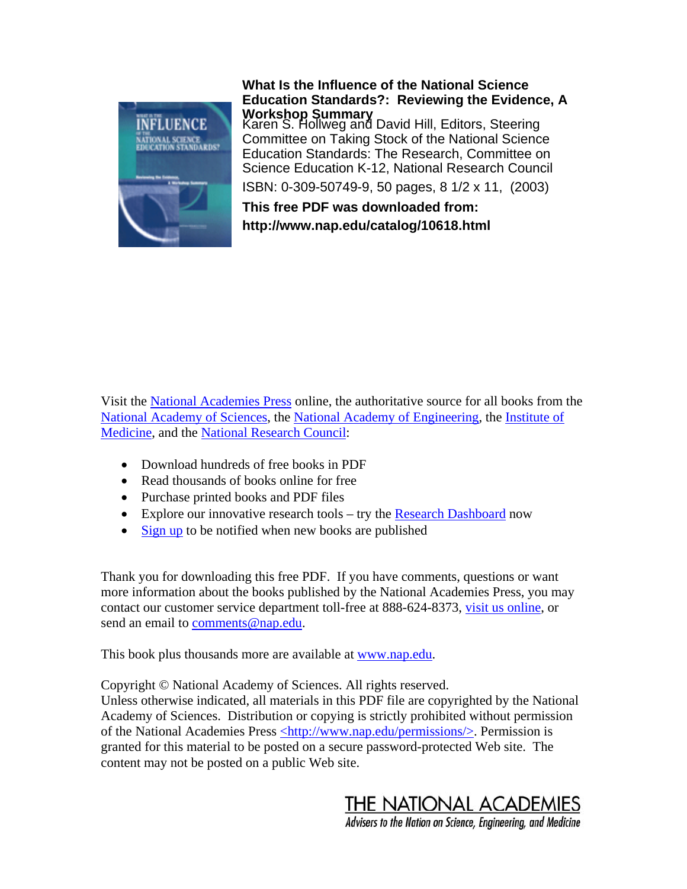**What Is the Influence of the National Science Education Standards?: Reviewing the Evidence, A Workshop Summary**

Karen S. Hollweg and David Hill, Editors, Steering Committee on Taking Stock of the National Science Education Standards: The Research, Committee on Science Education K-12, National Research Council

ISBN: 0-309-50749-9, 50 pages, 8 1/2 x 11, (2003)

**This free PDF was downloaded from:**
**http://www.nap.edu/catalog/10618.html**

Visit the National Academies Press online, the authoritative source for all books from the National Academy of Sciences, the National Academy of Engineering, the Institute of Medicine, and the National Research Council:

- Download hundreds of free books in PDF
- Read thousands of books online for free
- Purchase printed books and PDF files
- Explore our innovative research tools – try the Research Dashboard now
- Sign up to be notified when new books are published

Thank you for downloading this free PDF. If you have comments, questions or want more information about the books published by the National Academies Press, you may contact our customer service department toll-free at 888-624-8373, visit us online, or send an email to comments@nap.edu.

This book plus thousands more are available at www.nap.edu.

Copyright © National Academy of Sciences. All rights reserved.
Unless otherwise indicated, all materials in this PDF file are copyrighted by the National Academy of Sciences. Distribution or copying is strictly prohibited without permission of the National Academies Press <http://www.nap.edu/permissions/>. Permission is granted for this material to be posted on a secure password-protected Web site. The content may not be posted on a public Web site.

THE NATIONAL ACADEMIES
*Advisers to the Nation on Science, Engineering, and Medicine*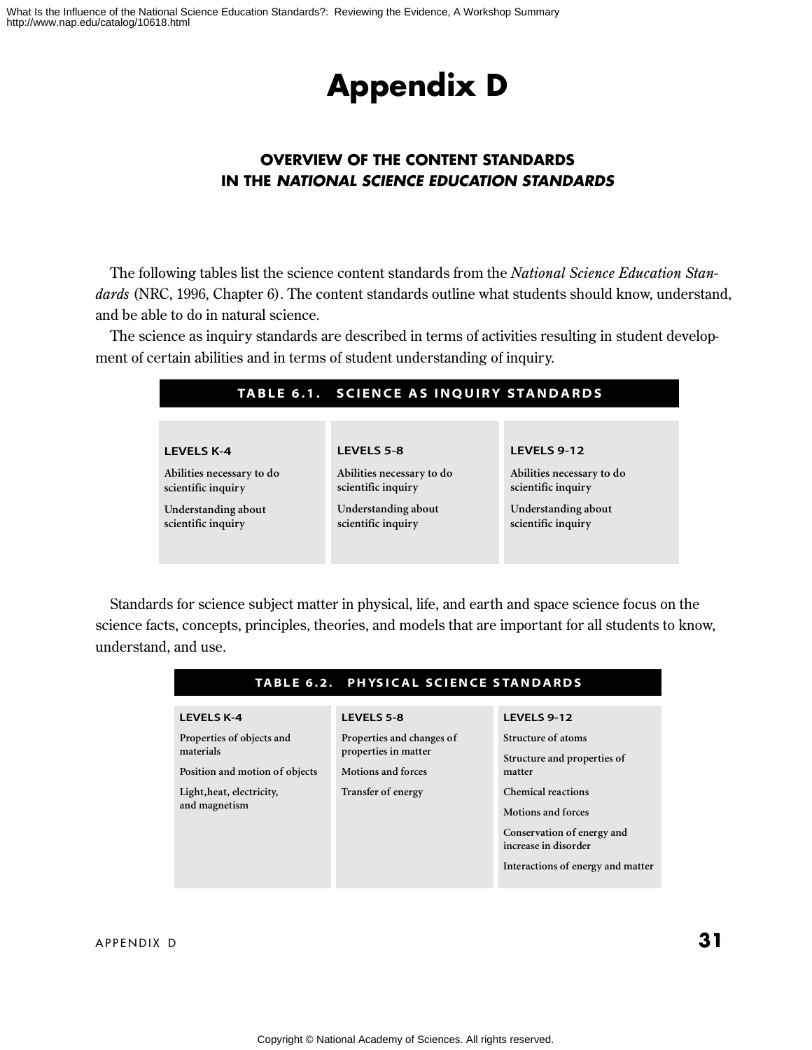# Appendix D

## OVERVIEW OF THE CONTENT STANDARDS IN THE *NATIONAL SCIENCE EDUCATION STANDARDS*

The following tables list the science content standards from the *National Science Education Standards* (NRC, 1996, Chapter 6). The content standards outline what students should know, understand, and be able to do in natural science.

The science as inquiry standards are described in terms of activities resulting in student development of certain abilities and in terms of student understanding of inquiry.

**TABLE 6.1. SCIENCE AS INQUIRY STANDARDS**

| LEVELS K-4 | LEVELS 5-8 | LEVELS 9-12 |
|---|---|---|
| Abilities necessary to do scientific inquiry | Abilities necessary to do scientific inquiry | Abilities necessary to do scientific inquiry |
| Understanding about scientific inquiry | Understanding about scientific inquiry | Understanding about scientific inquiry |

Standards for science subject matter in physical, life, and earth and space science focus on the science facts, concepts, principles, theories, and models that are important for all students to know, understand, and use.

**TABLE 6.2. PHYSICAL SCIENCE STANDARDS**

| LEVELS K-4 | LEVELS 5-8 | LEVELS 9-12 |
|---|---|---|
| Properties of objects and materials | Properties and changes of properties in matter | Structure of atoms |
| Position and motion of objects | Motions and forces | Structure and properties of matter |
| Light,heat, electricity, and magnetism | Transfer of energy | Chemical reactions |
| | | Motions and forces |
| | | Conservation of energy and increase in disorder |
| | | Interactions of energy and matter |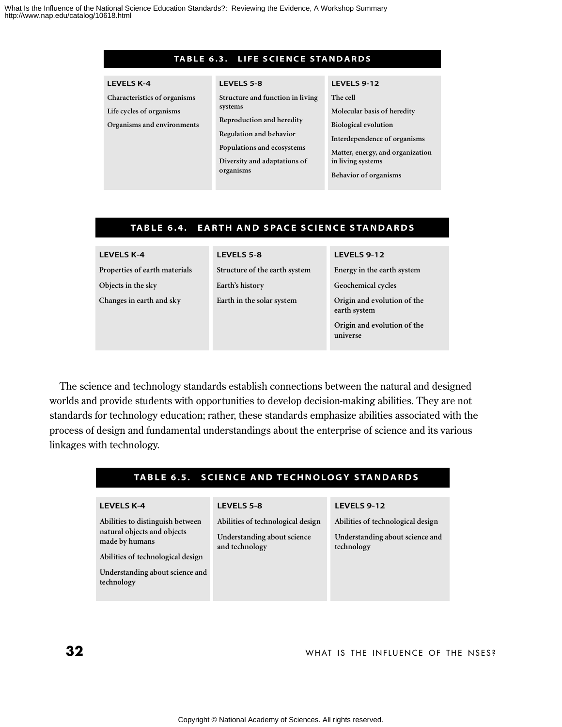**TABLE 6.3. LIFE SCIENCE STANDARDS**

| LEVELS K-4 | LEVELS 5-8 | LEVELS 9-12 |
| --- | --- | --- |
| Characteristics of organisms | Structure and function in living systems | The cell |
| Life cycles of organisms | Reproduction and heredity | Molecular basis of heredity |
| Organisms and environments | Regulation and behavior | Biological evolution |
| | Populations and ecosystems | Interdependence of organisms |
| | Diversity and adaptations of organisms | Matter, energy, and organization in living systems |
| | | Behavior of organisms |

**TABLE 6.4. EARTH AND SPACE SCIENCE STANDARDS**

| LEVELS K-4 | LEVELS 5-8 | LEVELS 9-12 |
| --- | --- | --- |
| Properties of earth materials | Structure of the earth system | Energy in the earth system |
| Objects in the sky | Earth's history | Geochemical cycles |
| Changes in earth and sky | Earth in the solar system | Origin and evolution of the earth system |
| | | Origin and evolution of the universe |

The science and technology standards establish connections between the natural and designed worlds and provide students with opportunities to develop decision-making abilities. They are not standards for technology education; rather, these standards emphasize abilities associated with the process of design and fundamental understandings about the enterprise of science and its various linkages with technology.

**TABLE 6.5. SCIENCE AND TECHNOLOGY STANDARDS**

| LEVELS K-4 | LEVELS 5-8 | LEVELS 9-12 |
| --- | --- | --- |
| Abilities to distinguish between natural objects and objects made by humans | Abilities of technological design | Abilities of technological design |
| Abilities of technological design | Understanding about science and technology | Understanding about science and technology |
| Understanding about science and technology | | |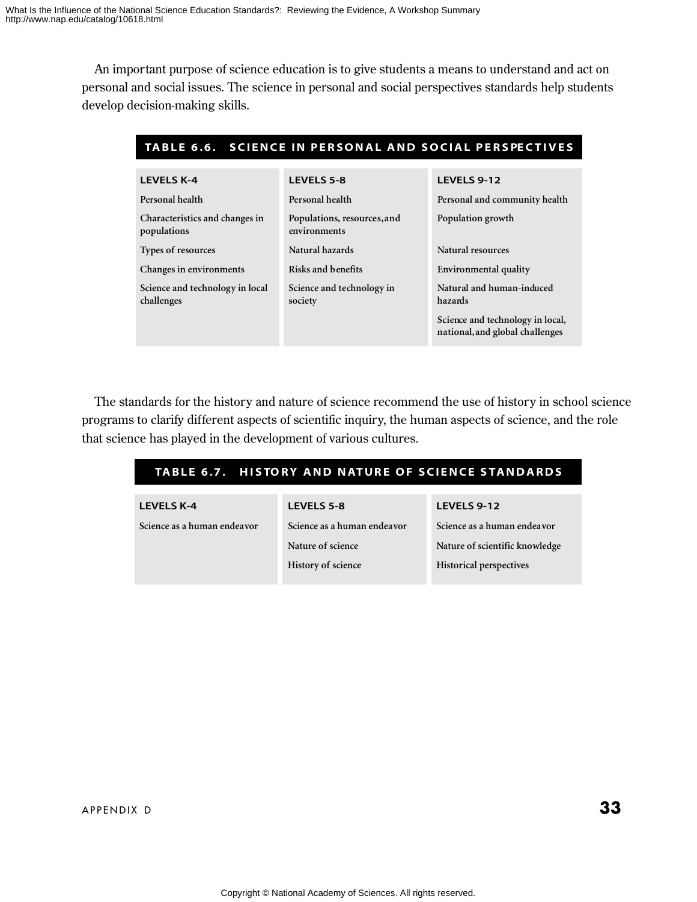An important purpose of science education is to give students a means to understand and act on personal and social issues. The science in personal and social perspectives standards help students develop decision-making skills.

**TABLE 6.6. SCIENCE IN PERSONAL AND SOCIAL PERSPECTIVES**

| LEVELS K-4 | LEVELS 5-8 | LEVELS 9-12 |
|---|---|---|
| Personal health | Personal health | Personal and community health |
| Characteristics and changes in populations | Populations, resources, and environments | Population growth |
| Types of resources | Natural hazards | Natural resources |
| Changes in environments | Risks and benefits | Environmental quality |
| Science and technology in local challenges | Science and technology in society | Natural and human-induced hazards |
| | | Science and technology in local, national, and global challenges |

The standards for the history and nature of science recommend the use of history in school science programs to clarify different aspects of scientific inquiry, the human aspects of science, and the role that science has played in the development of various cultures.

**TABLE 6.7. HISTORY AND NATURE OF SCIENCE STANDARDS**

| LEVELS K-4 | LEVELS 5-8 | LEVELS 9-12 |
|---|---|---|
| Science as a human endeavor | Science as a human endeavor | Science as a human endeavor |
| | Nature of science | Nature of scientific knowledge |
| | History of science | Historical perspectives |